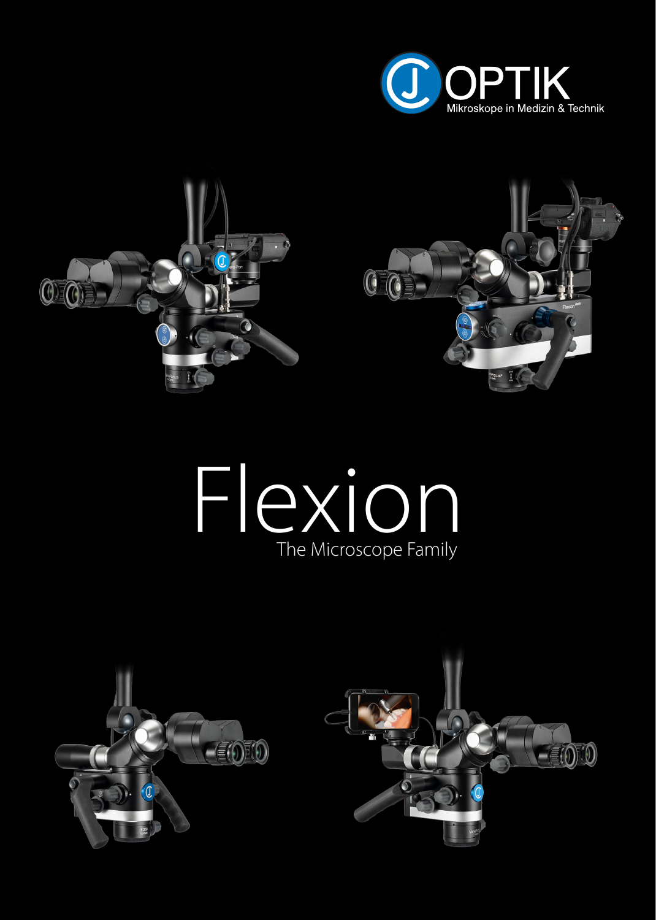OPTIK

Mikroskope in Medizin & Technik

# Flexion

The Microscope Family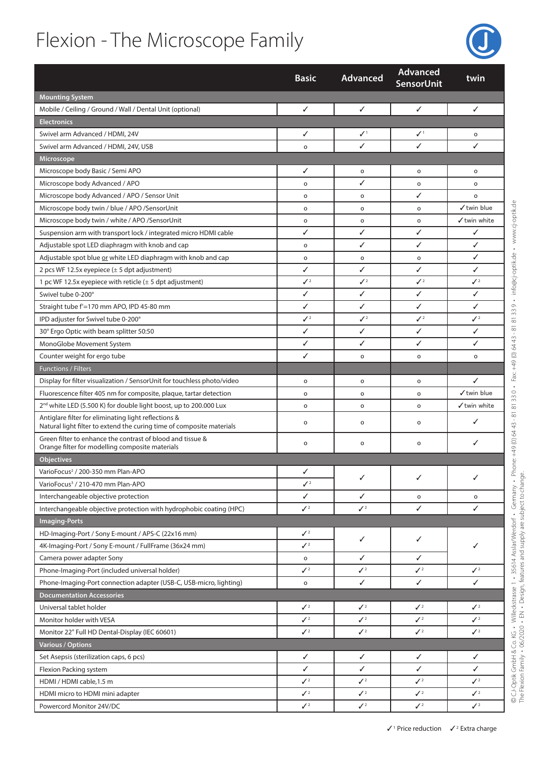# Flexion - The Microscope Family

| | Basic | Advanced | Advanced SensorUnit | twin |
|---|---|---|---|---|
| **Mounting System** | | | | |
| Mobile / Ceiling / Ground / Wall / Dental Unit (optional) | ✓ | ✓ | ✓ | ✓ |
| **Electronics** | | | | |
| Swivel arm Advanced / HDMI, 24V | ✓ | ✓[1] | ✓[1] | o |
| Swivel arm Advanced / HDMI, 24V, USB | o | ✓ | ✓ | ✓ |
| **Microscope** | | | | |
| Microscope body Basic / Semi APO | ✓ | o | o | o |
| Microscope body Advanced / APO | o | ✓ | o | o |
| Microscope body Advanced / APO / Sensor Unit | o | o | ✓ | o |
| Microscope body twin / blue / APO /SensorUnit | o | o | o | ✓twin blue |
| Microscope body twin / white / APO /SensorUnit | o | o | o | ✓twin white |
| Suspension arm with transport lock / integrated micro HDMI cable | ✓ | ✓ | ✓ | ✓ |
| Adjustable spot LED diaphragm with knob and cap | o | ✓ | ✓ | ✓ |
| Adjustable spot blue or white LED diaphragm with knob and cap | o | o | o | ✓ |
| 2 pcs WF 12.5x eyepiece (± 5 dpt adjustment) | ✓ | ✓ | ✓ | ✓ |
| 1 pc WF 12.5x eyepiece with reticle (± 5 dpt adjustment) | ✓[2] | ✓[2] | ✓[2] | ✓[2] |
| Swivel tube 0-200° | ✓ | ✓ | ✓ | ✓ |
| Straight tube f'=170 mm APO, IPD 45-80 mm | ✓ | ✓ | ✓ | ✓ |
| IPD adjuster for Swivel tube 0-200° | ✓[2] | ✓[2] | ✓[2] | ✓[2] |
| 30° Ergo Optic with beam splitter 50:50 | ✓ | ✓ | ✓ | ✓ |
| MonoGlobe Movement System | ✓ | ✓ | ✓ | ✓ |
| Counter weight for ergo tube | ✓ | o | o | o |
| **Functions / Filters** | | | | |
| Display for filter visualization / SensorUnit for touchless photo/video | o | o | o | ✓ |
| Fluorescence filter 405 nm for composite, plaque, tartar detection | o | o | o | ✓twin blue |
| 2nd white LED (5.500 K) for double light boost, up to 200.000 Lux | o | o | o | ✓twin white |
| Antiglare filter for eliminating light reflections & Natural light filter to extend the curing time of composite materials | o | o | o | ✓ |
| Green filter to enhance the contrast of blood and tissue & Orange filter for modelling composite materials | o | o | o | ✓ |
| **Objectives** | | | | |
| VarioFocus² / 200-350 mm Plan-APO | ✓ | ✓ | ✓ | ✓ |
| VarioFocus³ / 210-470 mm Plan-APO | ✓[2] | | | |
| Interchangeable objective protection | ✓ | ✓ | o | o |
| Interchangeable objective protection with hydrophobic coating (HPC) | ✓[2] | ✓[2] | ✓ | ✓ |
| **Imaging-Ports** | | | | |
| HD-Imaging-Port / Sony E-mount / APS-C (22x16 mm) | ✓[2] | ✓ | ✓ | ✓ |
| 4K-Imaging-Port / Sony E-mount / FullFrame (36x24 mm) | ✓[2] | | | |
| Camera power adapter Sony | o | ✓ | ✓ | |
| Phone-Imaging-Port (included universal holder) | ✓[2] | ✓[2] | ✓[2] | ✓[2] |
| Phone-Imaging-Port connection adapter (USB-C, USB-micro, lighting) | o | ✓ | ✓ | ✓ |
| **Documentation Accessories** | | | | |
| Universal tablet holder | ✓[2] | ✓[2] | ✓[2] | ✓[2] |
| Monitor holder with VESA | ✓[2] | ✓[2] | ✓[2] | ✓[2] |
| Monitor 22" Full HD Dental-Display (IEC 60601) | ✓[2] | ✓[2] | ✓[2] | ✓[2] |
| **Various / Options** | | | | |
| Set Asepsis (sterilization caps, 6 pcs) | ✓ | ✓ | ✓ | ✓ |
| Flexion Packing system | ✓ | ✓ | ✓ | ✓ |
| HDMI / HDMI cable,1.5 m | ✓[2] | ✓[2] | ✓[2] | ✓[2] |
| HDMI micro to HDMI mini adapter | ✓[2] | ✓[2] | ✓[2] | ✓[2] |
| Powercord Monitor 24V/DC | ✓[2] | ✓[2] | ✓[2] | ✓[2] |

✓[1] Price reduction ✓[2] Extra charge

©CJ-Optik GmbH & Co. KG • Willeckstrasse 1 • 35614 Asslar/Werdorf • Germany • Phone: +49 (0) 64 43 - 81 33 0 • Fax: +49 (0) 64 43 - 81 33 9 • info@cj-optik.de • www.cj-optik.de
The Flexion Family • 06/2020 • EN • Design, features and supply are subject to change.